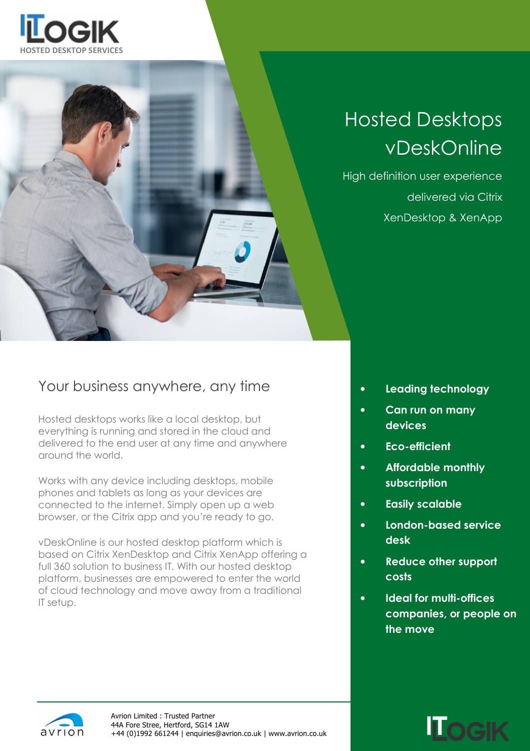ITLOGIK
HOSTED DESKTOP SERVICES

# Hosted Desktops vDeskOnline

High definition user experience delivered via Citrix XenDesktop & XenApp

## Your business anywhere, any time

Hosted desktops works like a local desktop, but everything is running and stored in the cloud and delivered to the end user at any time and anywhere around the world.

Works with any device including desktops, mobile phones and tablets as long as your devices are connected to the internet. Simply open up a web browser, or the Citrix app and you're ready to go.

vDeskOnline is our hosted desktop platform which is based on Citrix XenDesktop and Citrix XenApp offering a full 360 solution to business IT. With our hosted desktop platform, businesses are empowered to enter the world of cloud technology and move away from a traditional IT setup.

- **Leading technology**
- **Can run on many devices**
- **Eco-efficient**
- **Affordable monthly subscription**
- **Easily scalable**
- **London-based service desk**
- **Reduce other support costs**
- **Ideal for multi-offices companies, or people on the move**

avrion

Avrion Limited : Trusted Partner
44A Fore Stree, Hertford, SG14 1AW
+44 (0)1992 661244 | enquiries@avrion.co.uk | www.avrion.co.uk

ITLOGIK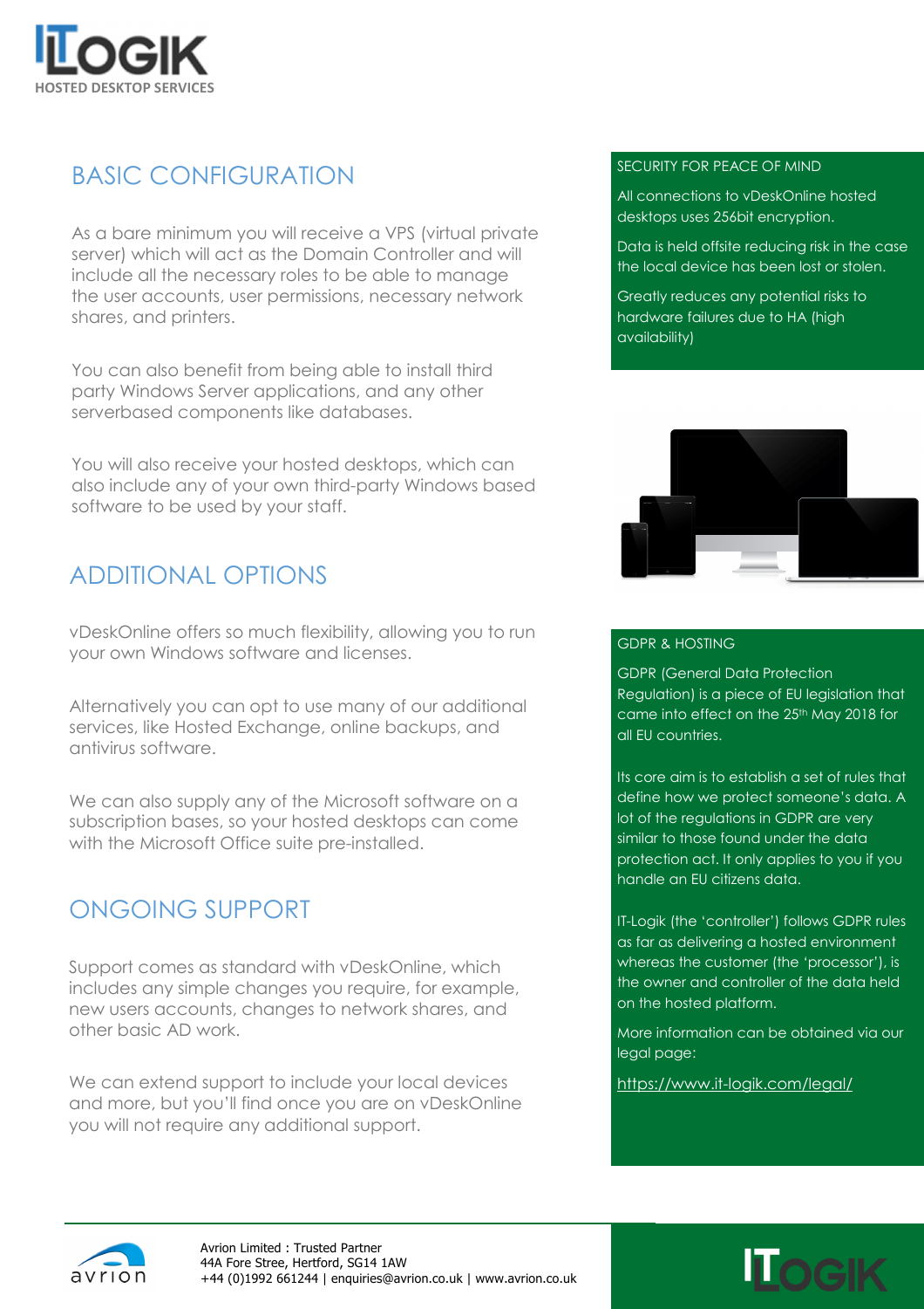## BASIC CONFIGURATION

As a bare minimum you will receive a VPS (virtual private server) which will act as the Domain Controller and will include all the necessary roles to be able to manage the user accounts, user permissions, necessary network shares, and printers.

You can also benefit from being able to install third party Windows Server applications, and any other serverbased components like databases.

You will also receive your hosted desktops, which can also include any of your own third-party Windows based software to be used by your staff.

## ADDITIONAL OPTIONS

vDeskOnline offers so much flexibility, allowing you to run your own Windows software and licenses.

Alternatively you can opt to use many of our additional services, like Hosted Exchange, online backups, and antivirus software.

We can also supply any of the Microsoft software on a subscription bases, so your hosted desktops can come with the Microsoft Office suite pre-installed.

## ONGOING SUPPORT

Support comes as standard with vDeskOnline, which includes any simple changes you require, for example, new users accounts, changes to network shares, and other basic AD work.

We can extend support to include your local devices and more, but you'll find once you are on vDeskOnline you will not require any additional support.

### SECURITY FOR PEACE OF MIND

All connections to vDeskOnline hosted desktops uses 256bit encryption.

Data is held offsite reducing risk in the case the local device has been lost or stolen.

Greatly reduces any potential risks to hardware failures due to HA (high availability)

### GDPR & HOSTING

GDPR (General Data Protection Regulation) is a piece of EU legislation that came into effect on the 25th May 2018 for all EU countries.

Its core aim is to establish a set of rules that define how we protect someone's data. A lot of the regulations in GDPR are very similar to those found under the data protection act. It only applies to you if you handle an EU citizens data.

IT-Logik (the 'controller') follows GDPR rules as far as delivering a hosted environment whereas the customer (the 'processor'), is the owner and controller of the data held on the hosted platform.

More information can be obtained via our legal page:

https://www.it-logik.com/legal/

Avrion Limited : Trusted Partner
44A Fore Stree, Hertford, SG14 1AW
+44 (0)1992 661244 | enquiries@avrion.co.uk | www.avrion.co.uk